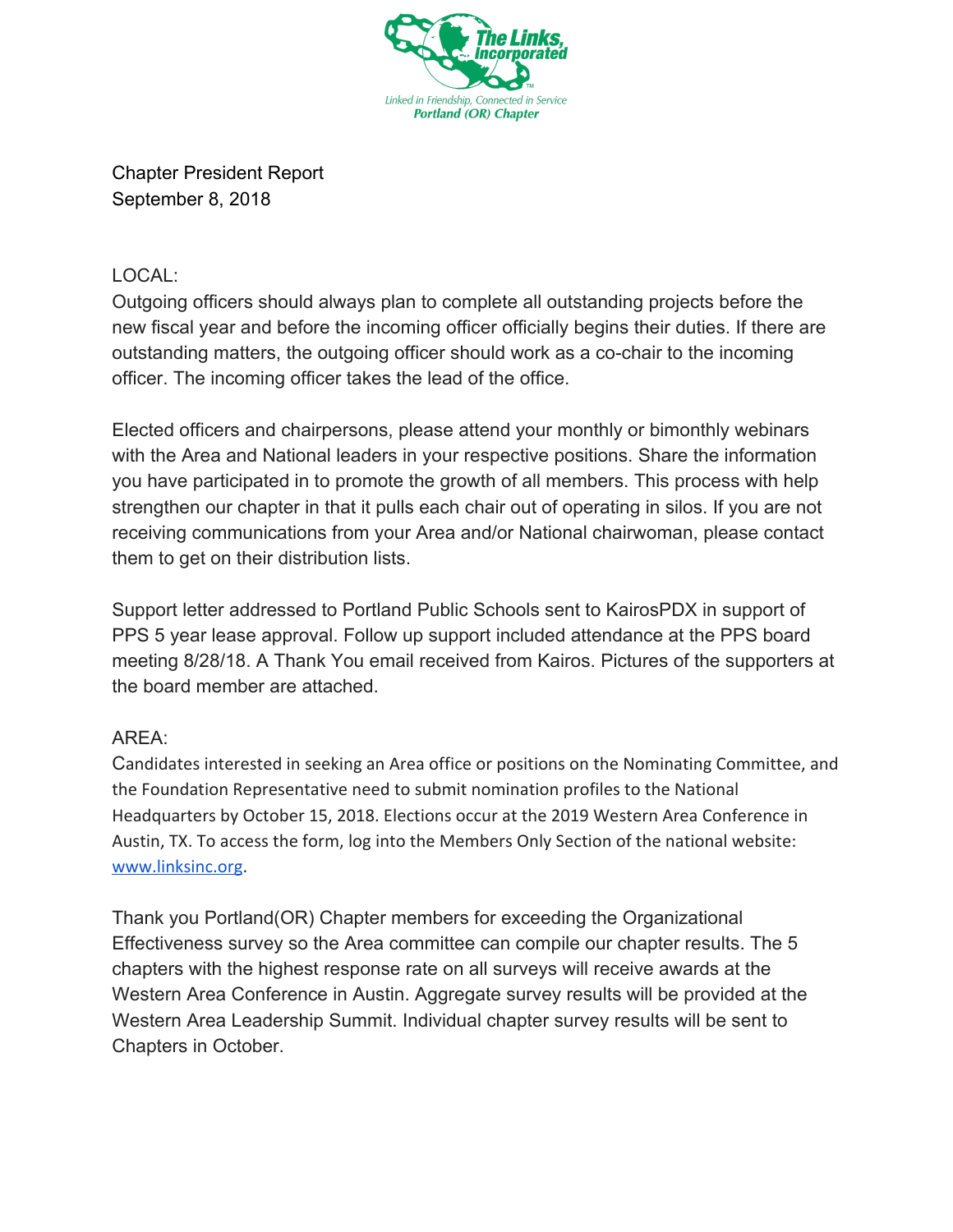Chapter President Report
September 8, 2018

LOCAL:

Outgoing officers should always plan to complete all outstanding projects before the new fiscal year and before the incoming officer officially begins their duties. If there are outstanding matters, the outgoing officer should work as a co-chair to the incoming officer. The incoming officer takes the lead of the office.

Elected officers and chairpersons, please attend your monthly or bimonthly webinars with the Area and National leaders in your respective positions. Share the information you have participated in to promote the growth of all members. This process with help strengthen our chapter in that it pulls each chair out of operating in silos. If you are not receiving communications from your Area and/or National chairwoman, please contact them to get on their distribution lists.

Support letter addressed to Portland Public Schools sent to KairosPDX in support of PPS 5 year lease approval. Follow up support included attendance at the PPS board meeting 8/28/18. A Thank You email received from Kairos. Pictures of the supporters at the board member are attached.

AREA:

Candidates interested in seeking an Area office or positions on the Nominating Committee, and the Foundation Representative need to submit nomination profiles to the National Headquarters by October 15, 2018. Elections occur at the 2019 Western Area Conference in Austin, TX. To access the form, log into the Members Only Section of the national website: [www.linksinc.org](http://www.linksinc.org).

Thank you Portland(OR) Chapter members for exceeding the Organizational Effectiveness survey so the Area committee can compile our chapter results. The 5 chapters with the highest response rate on all surveys will receive awards at the Western Area Conference in Austin. Aggregate survey results will be provided at the Western Area Leadership Summit. Individual chapter survey results will be sent to Chapters in October.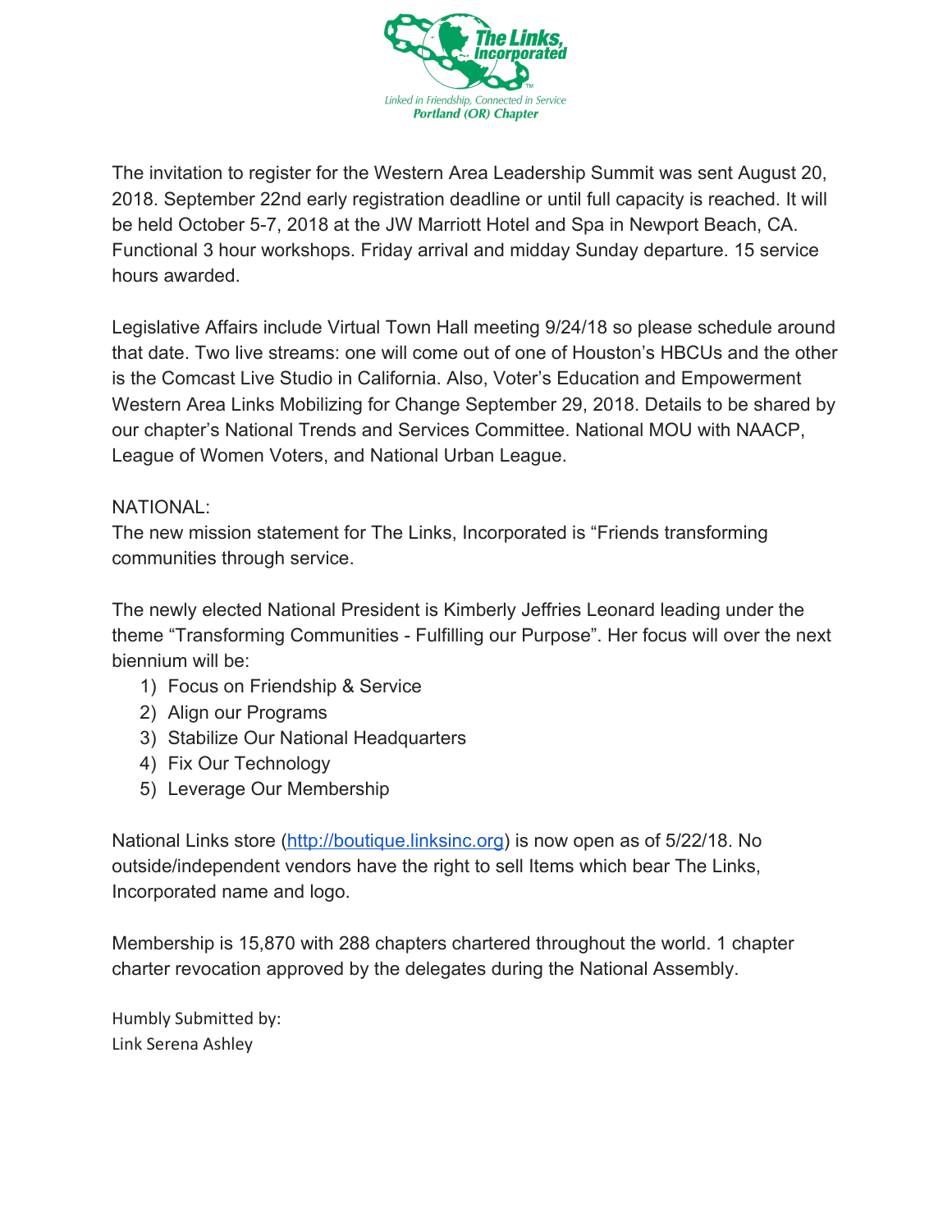The invitation to register for the Western Area Leadership Summit was sent August 20, 2018. September 22nd early registration deadline or until full capacity is reached. It will be held October 5-7, 2018 at the JW Marriott Hotel and Spa in Newport Beach, CA. Functional 3 hour workshops. Friday arrival and midday Sunday departure. 15 service hours awarded.

Legislative Affairs include Virtual Town Hall meeting 9/24/18 so please schedule around that date. Two live streams: one will come out of one of Houston's HBCUs and the other is the Comcast Live Studio in California. Also, Voter's Education and Empowerment Western Area Links Mobilizing for Change September 29, 2018. Details to be shared by our chapter's National Trends and Services Committee. National MOU with NAACP, League of Women Voters, and National Urban League.

NATIONAL:

The new mission statement for The Links, Incorporated is "Friends transforming communities through service.

The newly elected National President is Kimberly Jeffries Leonard leading under the theme "Transforming Communities - Fulfilling our Purpose". Her focus will over the next biennium will be:

1) Focus on Friendship & Service
2) Align our Programs
3) Stabilize Our National Headquarters
4) Fix Our Technology
5) Leverage Our Membership

National Links store ([http://boutique.linksinc.org](http://boutique.linksinc.org)) is now open as of 5/22/18. No outside/independent vendors have the right to sell Items which bear The Links, Incorporated name and logo.

Membership is 15,870 with 288 chapters chartered throughout the world. 1 chapter charter revocation approved by the delegates during the National Assembly.

Humbly Submitted by:
Link Serena Ashley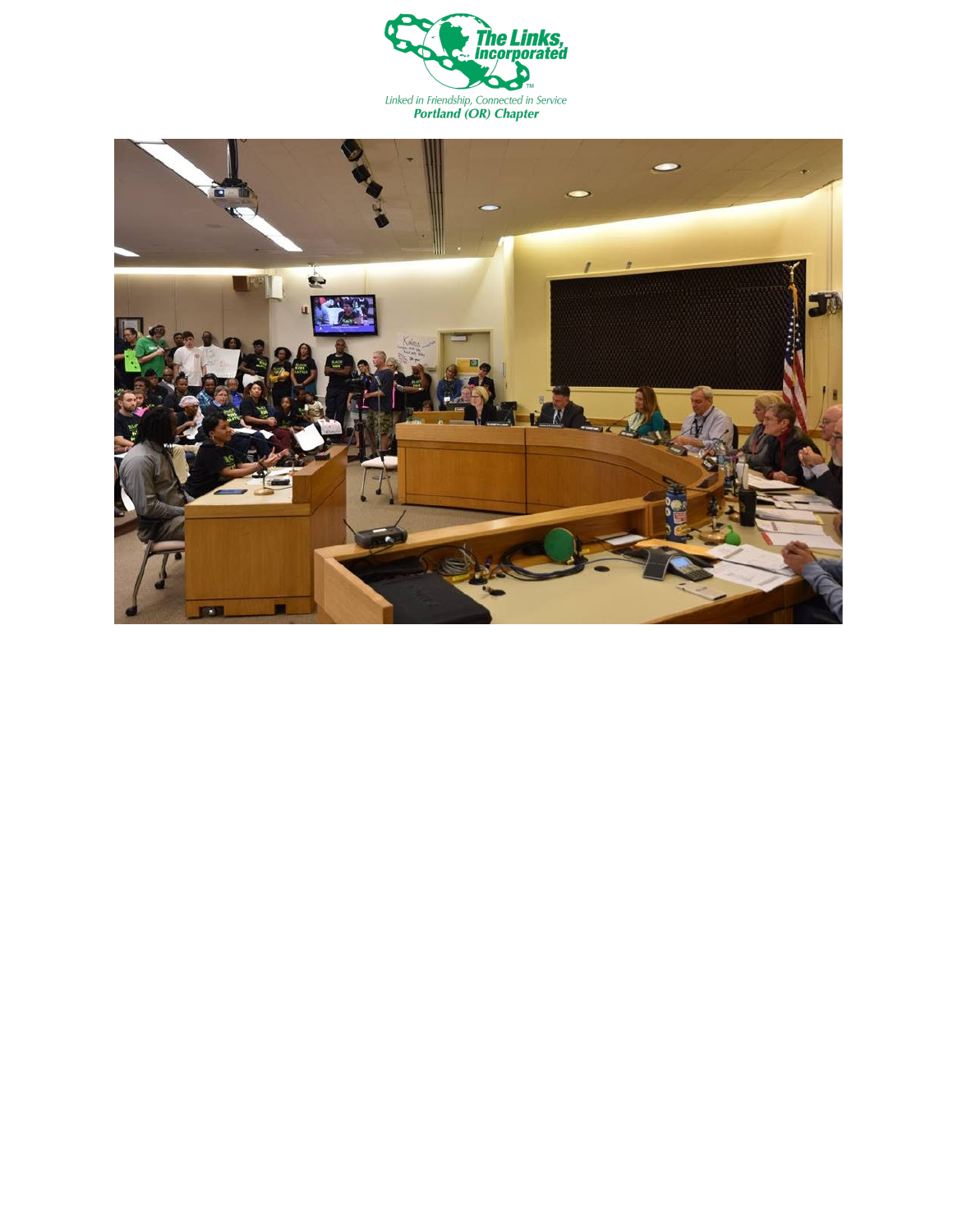The Links, Incorporated

Linked in Friendship, Connected in Service

**Portland (OR) Chapter**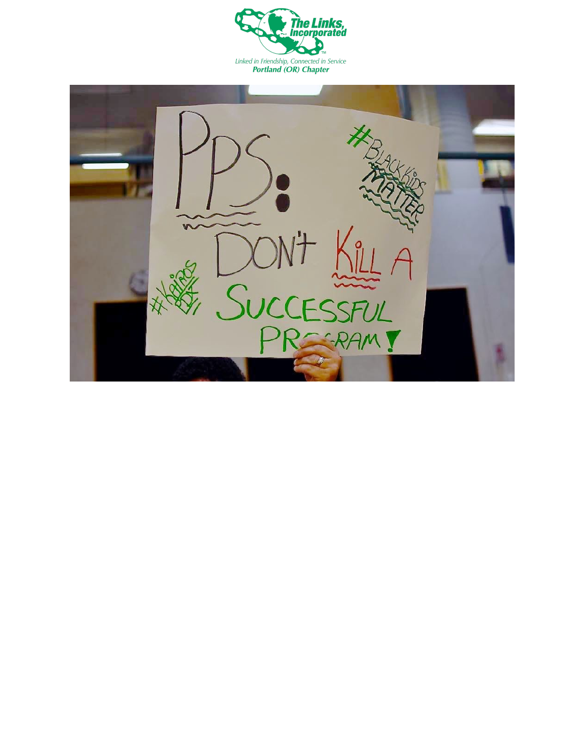The Links, Incorporated

Linked in Friendship, Connected in Service

**Portland (OR) Chapter**